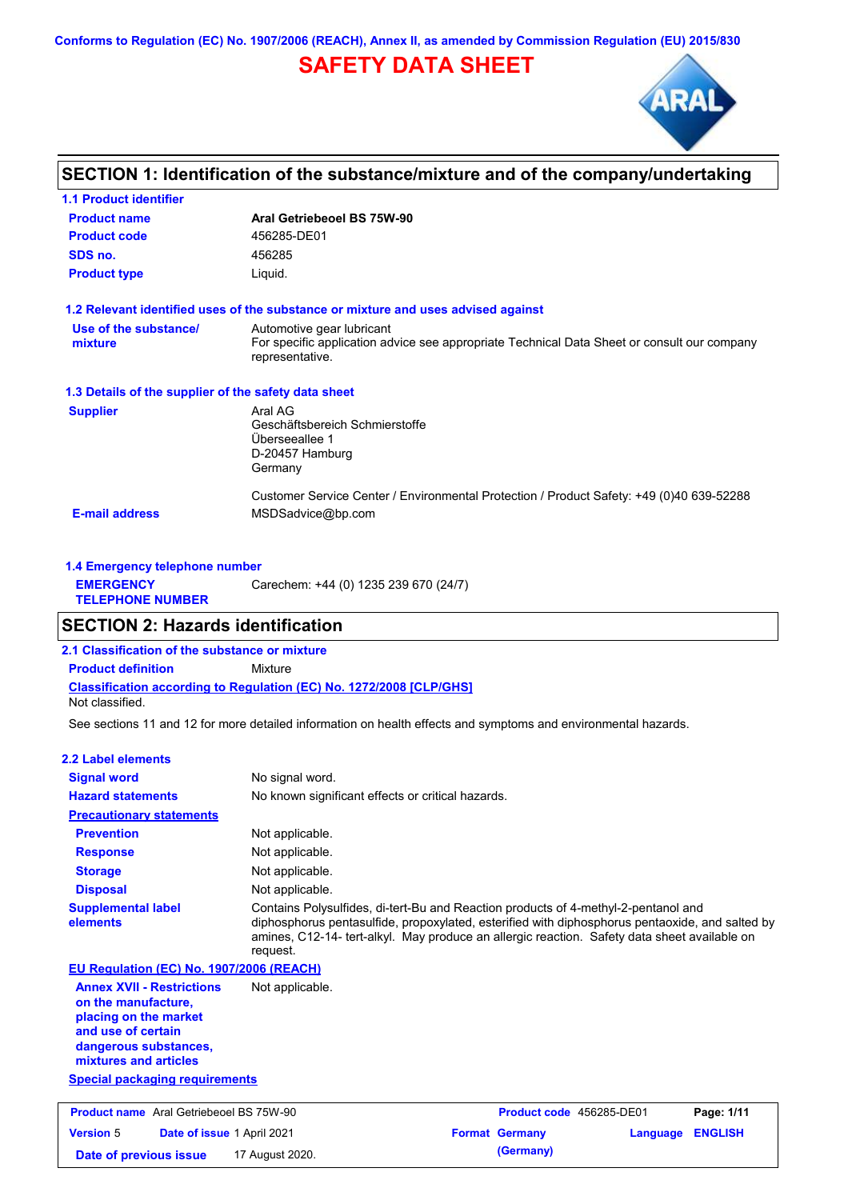Conforms to Regulation (EC) No. 1907/2006 (REACH), Annex II, as amended by Commission Regulation (EU) 2015/830

# SAFETY DATA SHEET

## SECTION 1: Identification of the substance/mixture and of the company/undertaking

### 1.1 Product identifier

| | |
|---|---|
| **Product name** | **Aral Getriebeoel BS 75W-90** |
| **Product code** | 456285-DE01 |
| **SDS no.** | 456285 |
| **Product type** | Liquid. |

### 1.2 Relevant identified uses of the substance or mixture and uses advised against

| | |
|---|---|
| **Use of the substance/ mixture** | Automotive gear lubricant<br>For specific application advice see appropriate Technical Data Sheet or consult our company representative. |

### 1.3 Details of the supplier of the safety data sheet

| | |
|---|---|
| **Supplier** | Aral AG<br>Geschäftsbereich Schmierstoffe<br>Überseeallee 1<br>D-20457 Hamburg<br>Germany<br><br>Customer Service Center / Environmental Protection / Product Safety: +49 (0)40 639-52288 |
| **E-mail address** | MSDSadvice@bp.com |

### 1.4 Emergency telephone number

| | |
|---|---|
| **EMERGENCY TELEPHONE NUMBER** | Carechem: +44 (0) 1235 239 670 (24/7) |

## SECTION 2: Hazards identification

### 2.1 Classification of the substance or mixture

**Product definition** Mixture

**Classification according to Regulation (EC) No. 1272/2008 [CLP/GHS]**

Not classified.

See sections 11 and 12 for more detailed information on health effects and symptoms and environmental hazards.

### 2.2 Label elements

| | |
|---|---|
| **Signal word** | No signal word. |
| **Hazard statements** | No known significant effects or critical hazards. |
| **Precautionary statements** | |
| **Prevention** | Not applicable. |
| **Response** | Not applicable. |
| **Storage** | Not applicable. |
| **Disposal** | Not applicable. |
| **Supplemental label elements** | Contains Polysulfides, di-tert-Bu and Reaction products of 4-methyl-2-pentanol and diphosphorus pentasulfide, propoxylated, esterified with diphosphorus pentaoxide, and salted by amines, C12-14- tert-alkyl. May produce an allergic reaction. Safety data sheet available on request. |

**EU Regulation (EC) No. 1907/2006 (REACH)**

| | |
|---|---|
| **Annex XVII - Restrictions on the manufacture, placing on the market and use of certain dangerous substances, mixtures and articles** | Not applicable. |

**Special packaging requirements**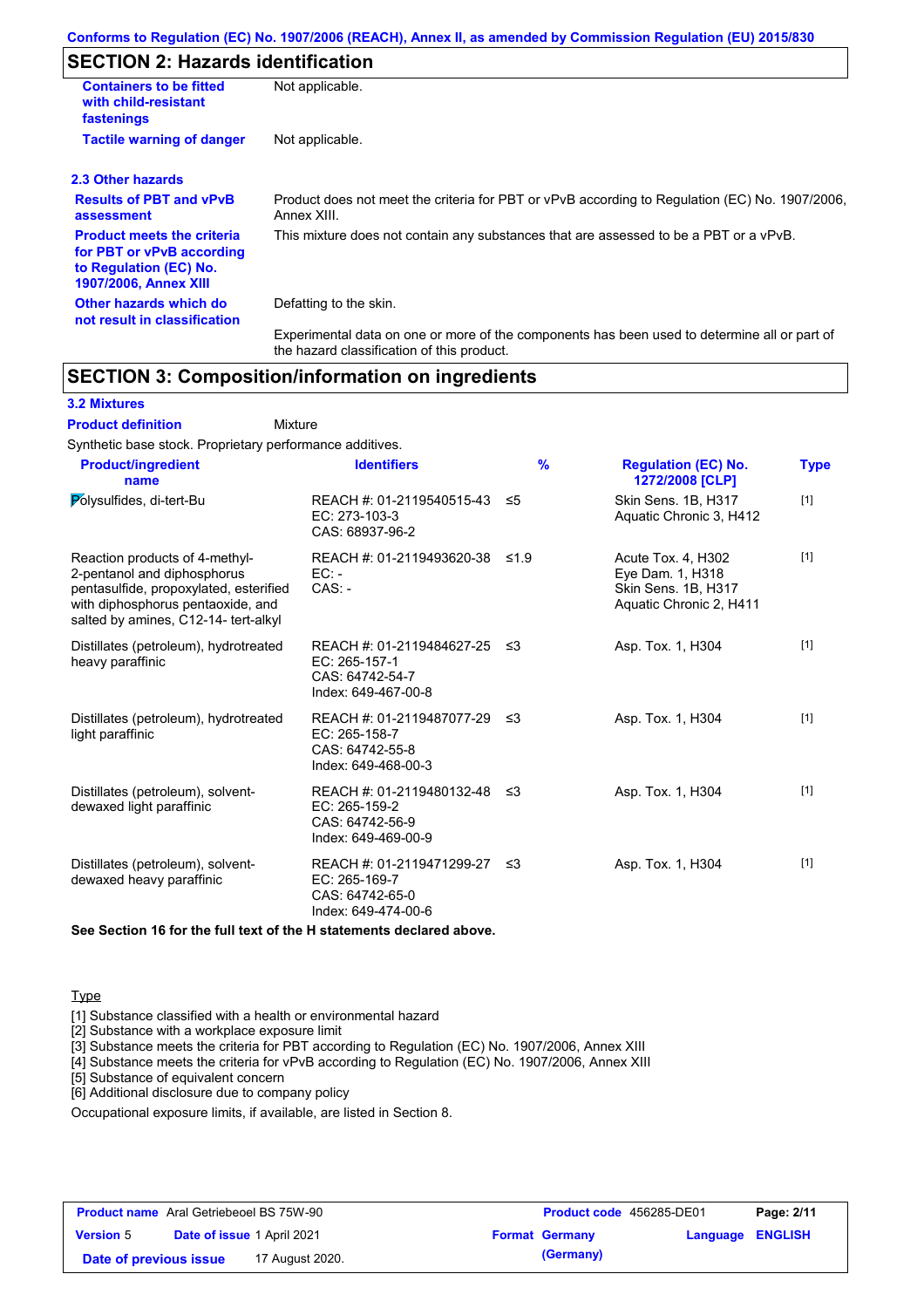## SECTION 2: Hazards identification

| | |
|---|---|
| **Containers to be fitted with child-resistant fastenings** | Not applicable. |
| **Tactile warning of danger** | Not applicable. |

### 2.3 Other hazards

| | |
|---|---|
| **Results of PBT and vPvB assessment** | Product does not meet the criteria for PBT or vPvB according to Regulation (EC) No. 1907/2006, Annex XIII. |
| **Product meets the criteria for PBT or vPvB according to Regulation (EC) No. 1907/2006, Annex XIII** | This mixture does not contain any substances that are assessed to be a PBT or a vPvB. |
| **Other hazards which do not result in classification** | Defatting to the skin. |
| | Experimental data on one or more of the components has been used to determine all or part of the hazard classification of this product. |

## SECTION 3: Composition/information on ingredients

### 3.2 Mixtures

**Product definition** Mixture

Synthetic base stock. Proprietary performance additives.

| Product/ingredient name | Identifiers | % | Regulation (EC) No. 1272/2008 [CLP] | Type |
|---|---|---|---|---|
| Polysulfides, di-tert-Bu | REACH #: 01-2119540515-43<br>EC: 273-103-3<br>CAS: 68937-96-2 | ≤5 | Skin Sens. 1B, H317<br>Aquatic Chronic 3, H412 | [1] |
| Reaction products of 4-methyl-2-pentanol and diphosphorus pentasulfide, propoxylated, esterified with diphosphorus pentaoxide, and salted by amines, C12-14- tert-alkyl | REACH #: 01-2119493620-38<br>EC: -<br>CAS: - | ≤1.9 | Acute Tox. 4, H302<br>Eye Dam. 1, H318<br>Skin Sens. 1B, H317<br>Aquatic Chronic 2, H411 | [1] |
| Distillates (petroleum), hydrotreated heavy paraffinic | REACH #: 01-2119484627-25<br>EC: 265-157-1<br>CAS: 64742-54-7<br>Index: 649-467-00-8 | ≤3 | Asp. Tox. 1, H304 | [1] |
| Distillates (petroleum), hydrotreated light paraffinic | REACH #: 01-2119487077-29<br>EC: 265-158-7<br>CAS: 64742-55-8<br>Index: 649-468-00-3 | ≤3 | Asp. Tox. 1, H304 | [1] |
| Distillates (petroleum), solvent-dewaxed light paraffinic | REACH #: 01-2119480132-48<br>EC: 265-159-2<br>CAS: 64742-56-9<br>Index: 649-469-00-9 | ≤3 | Asp. Tox. 1, H304 | [1] |
| Distillates (petroleum), solvent-dewaxed heavy paraffinic | REACH #: 01-2119471299-27<br>EC: 265-169-7<br>CAS: 64742-65-0<br>Index: 649-474-00-6 | ≤3 | Asp. Tox. 1, H304 | [1] |

**See Section 16 for the full text of the H statements declared above.**

Type

[1] Substance classified with a health or environmental hazard
[2] Substance with a workplace exposure limit
[3] Substance meets the criteria for PBT according to Regulation (EC) No. 1907/2006, Annex XIII
[4] Substance meets the criteria for vPvB according to Regulation (EC) No. 1907/2006, Annex XIII
[5] Substance of equivalent concern
[6] Additional disclosure due to company policy

Occupational exposure limits, if available, are listed in Section 8.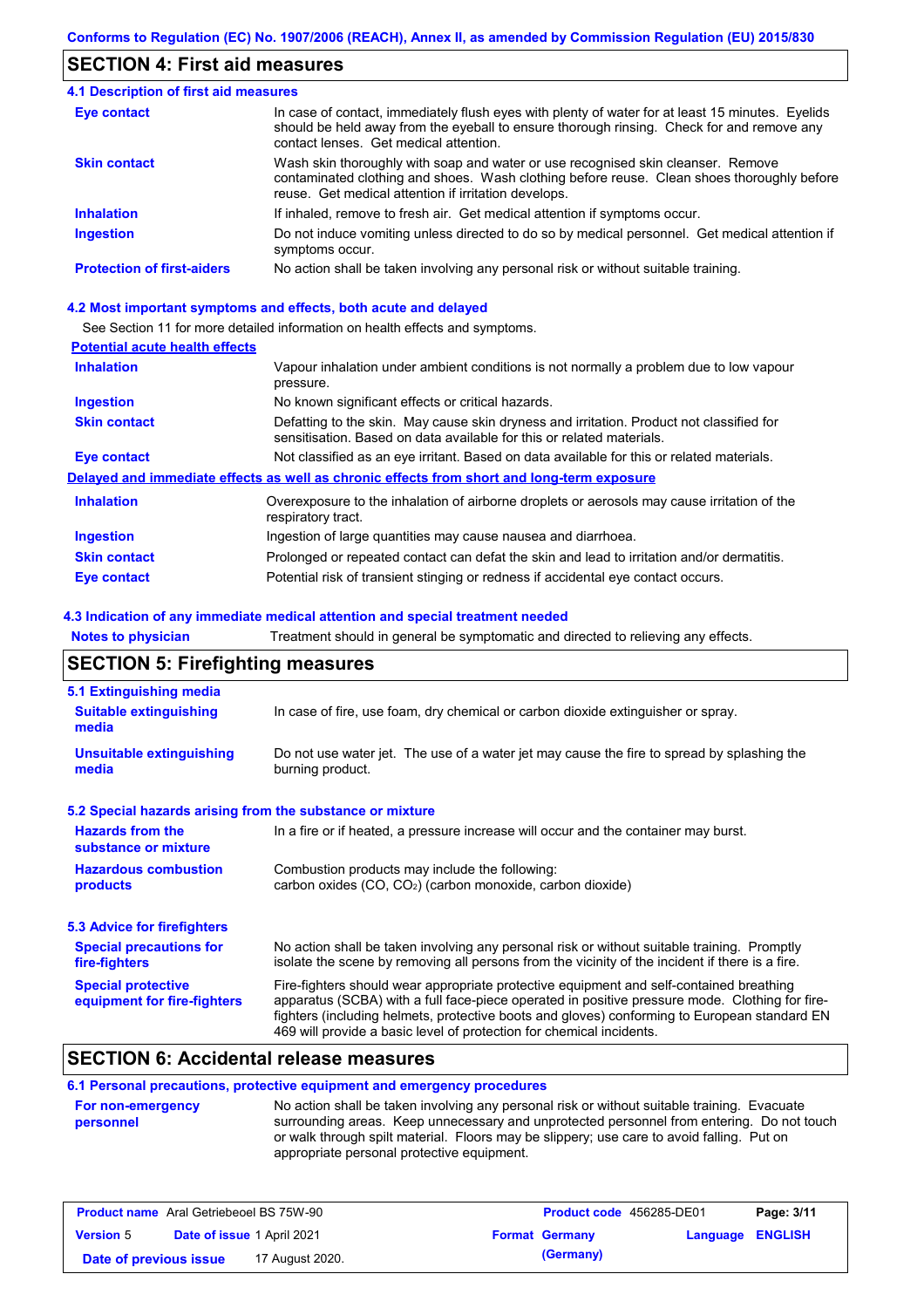## SECTION 4: First aid measures

### 4.1 Description of first aid measures

| | |
|---|---|
| **Eye contact** | In case of contact, immediately flush eyes with plenty of water for at least 15 minutes. Eyelids should be held away from the eyeball to ensure thorough rinsing. Check for and remove any contact lenses. Get medical attention. |
| **Skin contact** | Wash skin thoroughly with soap and water or use recognised skin cleanser. Remove contaminated clothing and shoes. Wash clothing before reuse. Clean shoes thoroughly before reuse. Get medical attention if irritation develops. |
| **Inhalation** | If inhaled, remove to fresh air. Get medical attention if symptoms occur. |
| **Ingestion** | Do not induce vomiting unless directed to do so by medical personnel. Get medical attention if symptoms occur. |
| **Protection of first-aiders** | No action shall be taken involving any personal risk or without suitable training. |

### 4.2 Most important symptoms and effects, both acute and delayed

See Section 11 for more detailed information on health effects and symptoms.

**Potential acute health effects**

| | |
|---|---|
| **Inhalation** | Vapour inhalation under ambient conditions is not normally a problem due to low vapour pressure. |
| **Ingestion** | No known significant effects or critical hazards. |
| **Skin contact** | Defatting to the skin. May cause skin dryness and irritation. Product not classified for sensitisation. Based on data available for this or related materials. |
| **Eye contact** | Not classified as an eye irritant. Based on data available for this or related materials. |

**Delayed and immediate effects as well as chronic effects from short and long-term exposure**

| | |
|---|---|
| **Inhalation** | Overexposure to the inhalation of airborne droplets or aerosols may cause irritation of the respiratory tract. |
| **Ingestion** | Ingestion of large quantities may cause nausea and diarrhoea. |
| **Skin contact** | Prolonged or repeated contact can defat the skin and lead to irritation and/or dermatitis. |
| **Eye contact** | Potential risk of transient stinging or redness if accidental eye contact occurs. |

### 4.3 Indication of any immediate medical attention and special treatment needed

| | |
|---|---|
| **Notes to physician** | Treatment should in general be symptomatic and directed to relieving any effects. |

## SECTION 5: Firefighting measures

### 5.1 Extinguishing media

| | |
|---|---|
| **Suitable extinguishing media** | In case of fire, use foam, dry chemical or carbon dioxide extinguisher or spray. |
| **Unsuitable extinguishing media** | Do not use water jet. The use of a water jet may cause the fire to spread by splashing the burning product. |

### 5.2 Special hazards arising from the substance or mixture

| | |
|---|---|
| **Hazards from the substance or mixture** | In a fire or if heated, a pressure increase will occur and the container may burst. |
| **Hazardous combustion products** | Combustion products may include the following:<br>carbon oxides (CO, $CO_2$) (carbon monoxide, carbon dioxide) |

### 5.3 Advice for firefighters

| | |
|---|---|
| **Special precautions for fire-fighters** | No action shall be taken involving any personal risk or without suitable training. Promptly isolate the scene by removing all persons from the vicinity of the incident if there is a fire. |
| **Special protective equipment for fire-fighters** | Fire-fighters should wear appropriate protective equipment and self-contained breathing apparatus (SCBA) with a full face-piece operated in positive pressure mode. Clothing for fire-fighters (including helmets, protective boots and gloves) conforming to European standard EN 469 will provide a basic level of protection for chemical incidents. |

## SECTION 6: Accidental release measures

### 6.1 Personal precautions, protective equipment and emergency procedures

| | |
|---|---|
| **For non-emergency personnel** | No action shall be taken involving any personal risk or without suitable training. Evacuate surrounding areas. Keep unnecessary and unprotected personnel from entering. Do not touch or walk through spilt material. Floors may be slippery; use care to avoid falling. Put on appropriate personal protective equipment. |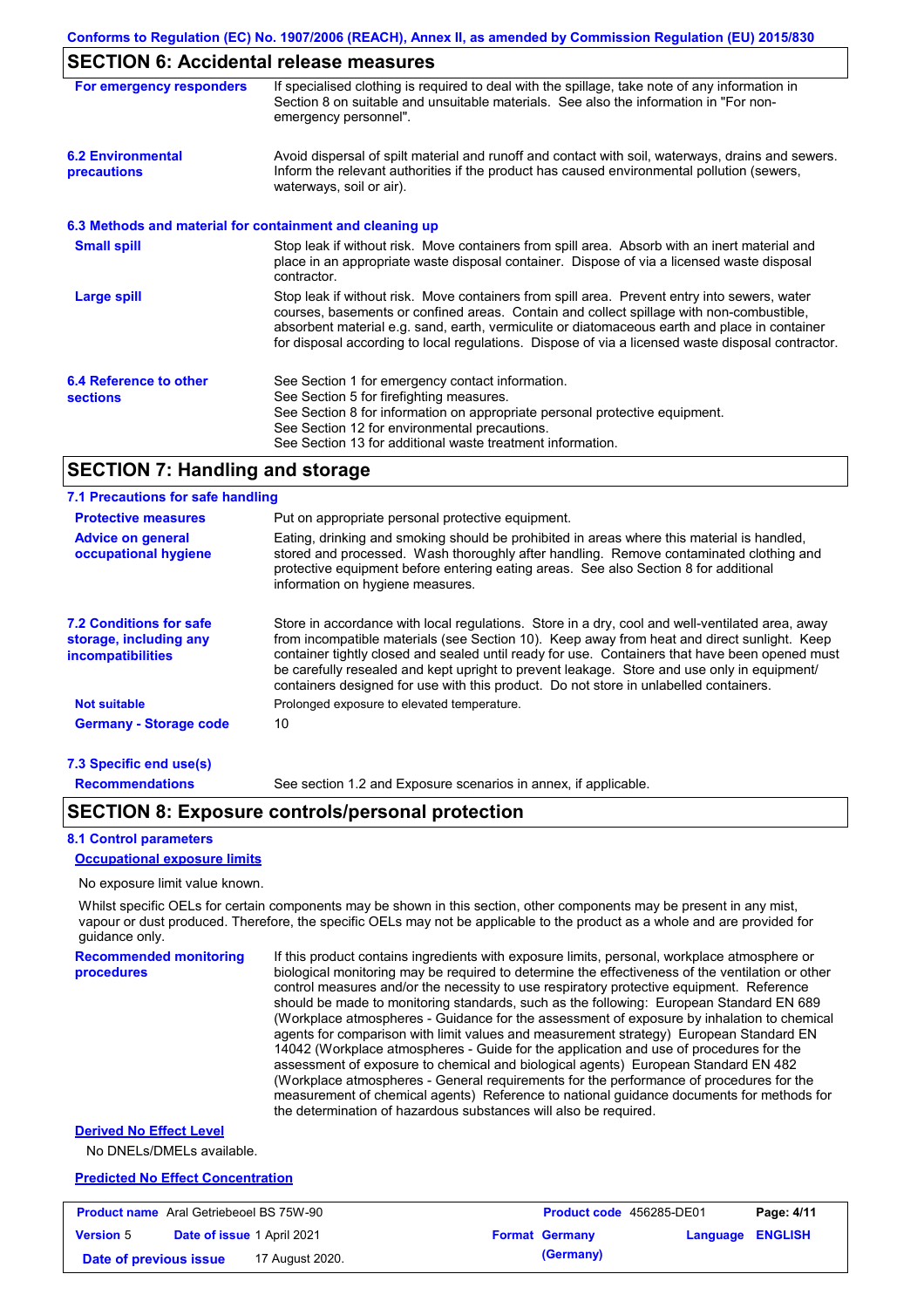## SECTION 6: Accidental release measures

**For emergency responders**

If specialised clothing is required to deal with the spillage, take note of any information in Section 8 on suitable and unsuitable materials. See also the information in "For non-emergency personnel".

**6.2 Environmental precautions**

Avoid dispersal of spilt material and runoff and contact with soil, waterways, drains and sewers. Inform the relevant authorities if the product has caused environmental pollution (sewers, waterways, soil or air).

### 6.3 Methods and material for containment and cleaning up

**Small spill**

Stop leak if without risk. Move containers from spill area. Absorb with an inert material and place in an appropriate waste disposal container. Dispose of via a licensed waste disposal contractor.

**Large spill**

Stop leak if without risk. Move containers from spill area. Prevent entry into sewers, water courses, basements or confined areas. Contain and collect spillage with non-combustible, absorbent material e.g. sand, earth, vermiculite or diatomaceous earth and place in container for disposal according to local regulations. Dispose of via a licensed waste disposal contractor.

**6.4 Reference to other sections**

See Section 1 for emergency contact information.
See Section 5 for firefighting measures.
See Section 8 for information on appropriate personal protective equipment.
See Section 12 for environmental precautions.
See Section 13 for additional waste treatment information.

## SECTION 7: Handling and storage

### 7.1 Precautions for safe handling

**Protective measures**

Put on appropriate personal protective equipment.

**Advice on general occupational hygiene**

Eating, drinking and smoking should be prohibited in areas where this material is handled, stored and processed. Wash thoroughly after handling. Remove contaminated clothing and protective equipment before entering eating areas. See also Section 8 for additional information on hygiene measures.

**7.2 Conditions for safe storage, including any incompatibilities**

Store in accordance with local regulations. Store in a dry, cool and well-ventilated area, away from incompatible materials (see Section 10). Keep away from heat and direct sunlight. Keep container tightly closed and sealed until ready for use. Containers that have been opened must be carefully resealed and kept upright to prevent leakage. Store and use only in equipment/ containers designed for use with this product. Do not store in unlabelled containers.

**Not suitable**

Prolonged exposure to elevated temperature.

**Germany - Storage code**

10

### 7.3 Specific end use(s)

**Recommendations**

See section 1.2 and Exposure scenarios in annex, if applicable.

## SECTION 8: Exposure controls/personal protection

### 8.1 Control parameters

**Occupational exposure limits**

No exposure limit value known.

Whilst specific OELs for certain components may be shown in this section, other components may be present in any mist, vapour or dust produced. Therefore, the specific OELs may not be applicable to the product as a whole and are provided for guidance only.

**Recommended monitoring procedures**

If this product contains ingredients with exposure limits, personal, workplace atmosphere or biological monitoring may be required to determine the effectiveness of the ventilation or other control measures and/or the necessity to use respiratory protective equipment. Reference should be made to monitoring standards, such as the following: European Standard EN 689 (Workplace atmospheres - Guidance for the assessment of exposure by inhalation to chemical agents for comparison with limit values and measurement strategy) European Standard EN 14042 (Workplace atmospheres - Guide for the application and use of procedures for the assessment of exposure to chemical and biological agents) European Standard EN 482 (Workplace atmospheres - General requirements for the performance of procedures for the measurement of chemical agents) Reference to national guidance documents for methods for the determination of hazardous substances will also be required.

**Derived No Effect Level**

No DNELs/DMELs available.

**Predicted No Effect Concentration**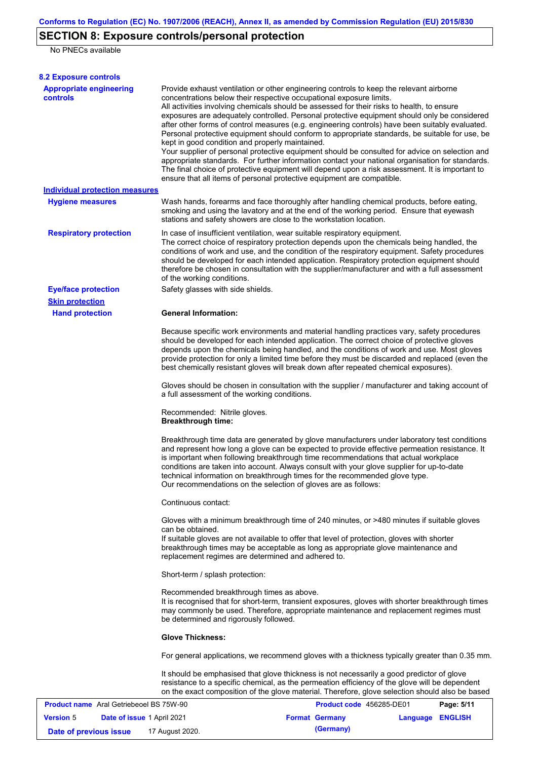## SECTION 8: Exposure controls/personal protection

No PNECs available

### 8.2 Exposure controls

**Appropriate engineering controls**

Provide exhaust ventilation or other engineering controls to keep the relevant airborne concentrations below their respective occupational exposure limits.
All activities involving chemicals should be assessed for their risks to health, to ensure exposures are adequately controlled. Personal protective equipment should only be considered after other forms of control measures (e.g. engineering controls) have been suitably evaluated. Personal protective equipment should conform to appropriate standards, be suitable for use, be kept in good condition and properly maintained.
Your supplier of personal protective equipment should be consulted for advice on selection and appropriate standards. For further information contact your national organisation for standards. The final choice of protective equipment will depend upon a risk assessment. It is important to ensure that all items of personal protective equipment are compatible.

**Individual protection measures**

**Hygiene measures**

Wash hands, forearms and face thoroughly after handling chemical products, before eating, smoking and using the lavatory and at the end of the working period. Ensure that eyewash stations and safety showers are close to the workstation location.

**Respiratory protection**

In case of insufficient ventilation, wear suitable respiratory equipment.
The correct choice of respiratory protection depends upon the chemicals being handled, the conditions of work and use, and the condition of the respiratory equipment. Safety procedures should be developed for each intended application. Respiratory protection equipment should therefore be chosen in consultation with the supplier/manufacturer and with a full assessment of the working conditions.

**Eye/face protection**

Safety glasses with side shields.

**Skin protection**

**Hand protection**

**General Information:**

Because specific work environments and material handling practices vary, safety procedures should be developed for each intended application. The correct choice of protective gloves depends upon the chemicals being handled, and the conditions of work and use. Most gloves provide protection for only a limited time before they must be discarded and replaced (even the best chemically resistant gloves will break down after repeated chemical exposures).

Gloves should be chosen in consultation with the supplier / manufacturer and taking account of a full assessment of the working conditions.

Recommended: Nitrile gloves.
**Breakthrough time:**

Breakthrough time data are generated by glove manufacturers under laboratory test conditions and represent how long a glove can be expected to provide effective permeation resistance. It is important when following breakthrough time recommendations that actual workplace conditions are taken into account. Always consult with your glove supplier for up-to-date technical information on breakthrough times for the recommended glove type.
Our recommendations on the selection of gloves are as follows:

Continuous contact:

Gloves with a minimum breakthrough time of 240 minutes, or >480 minutes if suitable gloves can be obtained.
If suitable gloves are not available to offer that level of protection, gloves with shorter breakthrough times may be acceptable as long as appropriate glove maintenance and replacement regimes are determined and adhered to.

Short-term / splash protection:

Recommended breakthrough times as above.
It is recognised that for short-term, transient exposures, gloves with shorter breakthrough times may commonly be used. Therefore, appropriate maintenance and replacement regimes must be determined and rigorously followed.

**Glove Thickness:**

For general applications, we recommend gloves with a thickness typically greater than 0.35 mm.

It should be emphasised that glove thickness is not necessarily a good predictor of glove resistance to a specific chemical, as the permeation efficiency of the glove will be dependent on the exact composition of the glove material. Therefore, glove selection should also be based

| **Product name** Aral Getriebeoel BS 75W-90 | | **Product code** 456285-DE01 | **Page: 5/11** |
|---|---|---|---|
| **Version** 5 | **Date of issue** 1 April 2021 | **Format Germany (Germany)** | **Language ENGLISH** |
| **Date of previous issue** | 17 August 2020. | | |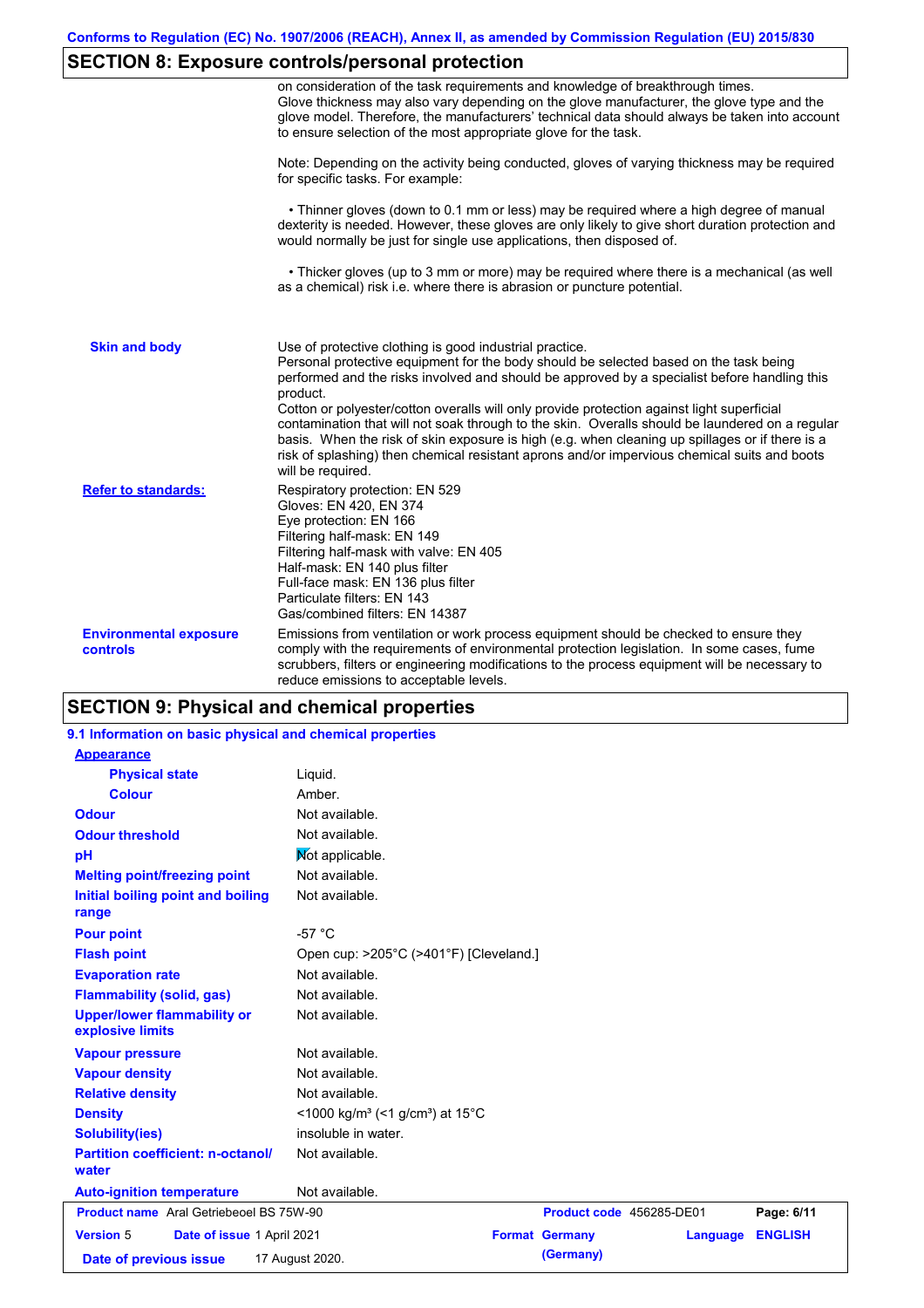## SECTION 8: Exposure controls/personal protection

on consideration of the task requirements and knowledge of breakthrough times. Glove thickness may also vary depending on the glove manufacturer, the glove type and the glove model. Therefore, the manufacturers' technical data should always be taken into account to ensure selection of the most appropriate glove for the task.

Note: Depending on the activity being conducted, gloves of varying thickness may be required for specific tasks. For example:

• Thinner gloves (down to 0.1 mm or less) may be required where a high degree of manual dexterity is needed. However, these gloves are only likely to give short duration protection and would normally be just for single use applications, then disposed of.

• Thicker gloves (up to 3 mm or more) may be required where there is a mechanical (as well as a chemical) risk i.e. where there is abrasion or puncture potential.

**Skin and body**

Use of protective clothing is good industrial practice.
Personal protective equipment for the body should be selected based on the task being performed and the risks involved and should be approved by a specialist before handling this product.
Cotton or polyester/cotton overalls will only provide protection against light superficial contamination that will not soak through to the skin. Overalls should be laundered on a regular basis. When the risk of skin exposure is high (e.g. when cleaning up spillages or if there is a risk of splashing) then chemical resistant aprons and/or impervious chemical suits and boots will be required.

**Refer to standards:**

Respiratory protection: EN 529
Gloves: EN 420, EN 374
Eye protection: EN 166
Filtering half-mask: EN 149
Filtering half-mask with valve: EN 405
Half-mask: EN 140 plus filter
Full-face mask: EN 136 plus filter
Particulate filters: EN 143
Gas/combined filters: EN 14387

**Environmental exposure controls**

Emissions from ventilation or work process equipment should be checked to ensure they comply with the requirements of environmental protection legislation. In some cases, fume scrubbers, filters or engineering modifications to the process equipment will be necessary to reduce emissions to acceptable levels.

## SECTION 9: Physical and chemical properties

### 9.1 Information on basic physical and chemical properties

**Appearance**

| Property | Value |
|---|---|
| Physical state | Liquid. |
| Colour | Amber. |
| Odour | Not available. |
| Odour threshold | Not available. |
| pH | Not applicable. |
| Melting point/freezing point | Not available. |
| Initial boiling point and boiling range | Not available. |
| Pour point | -57 °C |
| Flash point | Open cup: >205°C (>401°F) [Cleveland.] |
| Evaporation rate | Not available. |
| Flammability (solid, gas) | Not available. |
| Upper/lower flammability or explosive limits | Not available. |
| Vapour pressure | Not available. |
| Vapour density | Not available. |
| Relative density | Not available. |
| Density | <1000 kg/m³ (<1 g/cm³) at 15°C |
| Solubility(ies) | insoluble in water. |
| Partition coefficient: n-octanol/water | Not available. |
| Auto-ignition temperature | Not available. |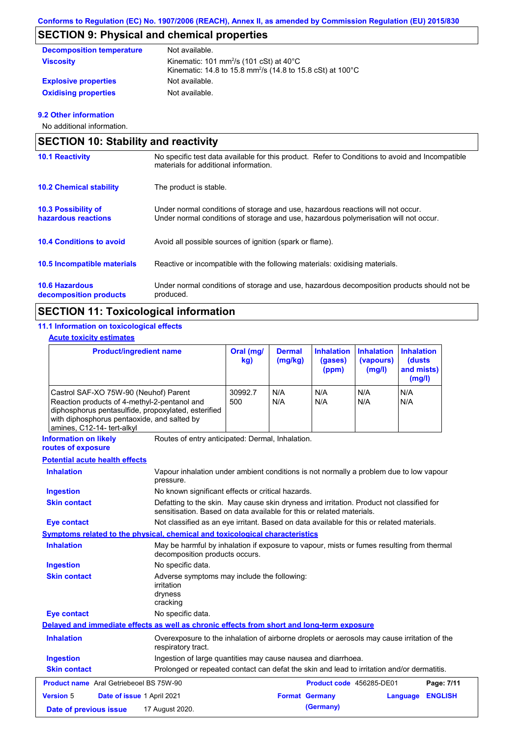## SECTION 9: Physical and chemical properties

| | |
|---|---|
| **Decomposition temperature** | Not available. |
| **Viscosity** | Kinematic: 101 $mm^2/s$ (101 cSt) at 40°C<br>Kinematic: 14.8 to 15.8 $mm^2/s$ (14.8 to 15.8 cSt) at 100°C |
| **Explosive properties** | Not available. |
| **Oxidising properties** | Not available. |

### 9.2 Other information

No additional information.

## SECTION 10: Stability and reactivity

| | |
|---|---|
| **10.1 Reactivity** | No specific test data available for this product. Refer to Conditions to avoid and Incompatible materials for additional information. |
| **10.2 Chemical stability** | The product is stable. |
| **10.3 Possibility of hazardous reactions** | Under normal conditions of storage and use, hazardous reactions will not occur.<br>Under normal conditions of storage and use, hazardous polymerisation will not occur. |
| **10.4 Conditions to avoid** | Avoid all possible sources of ignition (spark or flame). |
| **10.5 Incompatible materials** | Reactive or incompatible with the following materials: oxidising materials. |
| **10.6 Hazardous decomposition products** | Under normal conditions of storage and use, hazardous decomposition products should not be produced. |

## SECTION 11: Toxicological information

### 11.1 Information on toxicological effects

**Acute toxicity estimates**

| Product/ingredient name | Oral (mg/kg) | Dermal (mg/kg) | Inhalation (gases) (ppm) | Inhalation (vapours) (mg/l) | Inhalation (dusts and mists) (mg/l) |
|---|---|---|---|---|---|
| Castrol SAF-XO 75W-90 (Neuhof) Parent | 30992.7 | N/A | N/A | N/A | N/A |
| Reaction products of 4-methyl-2-pentanol and diphosphorus pentasulfide, propoxylated, esterified with diphosphorus pentaoxide, and salted by amines, C12-14- tert-alkyl | 500 | N/A | N/A | N/A | N/A |

**Information on likely routes of exposure** — Routes of entry anticipated: Dermal, Inhalation.

**Potential acute health effects**

| | |
|---|---|
| **Inhalation** | Vapour inhalation under ambient conditions is not normally a problem due to low vapour pressure. |
| **Ingestion** | No known significant effects or critical hazards. |
| **Skin contact** | Defatting to the skin. May cause skin dryness and irritation. Product not classified for sensitisation. Based on data available for this or related materials. |
| **Eye contact** | Not classified as an eye irritant. Based on data available for this or related materials. |

**Symptoms related to the physical, chemical and toxicological characteristics**

| | |
|---|---|
| **Inhalation** | May be harmful by inhalation if exposure to vapour, mists or fumes resulting from thermal decomposition products occurs. |
| **Ingestion** | No specific data. |
| **Skin contact** | Adverse symptoms may include the following:<br>irritation<br>dryness<br>cracking |
| **Eye contact** | No specific data. |

**Delayed and immediate effects as well as chronic effects from short and long-term exposure**

| | |
|---|---|
| **Inhalation** | Overexposure to the inhalation of airborne droplets or aerosols may cause irritation of the respiratory tract. |
| **Ingestion** | Ingestion of large quantities may cause nausea and diarrhoea. |
| **Skin contact** | Prolonged or repeated contact can defat the skin and lead to irritation and/or dermatitis. |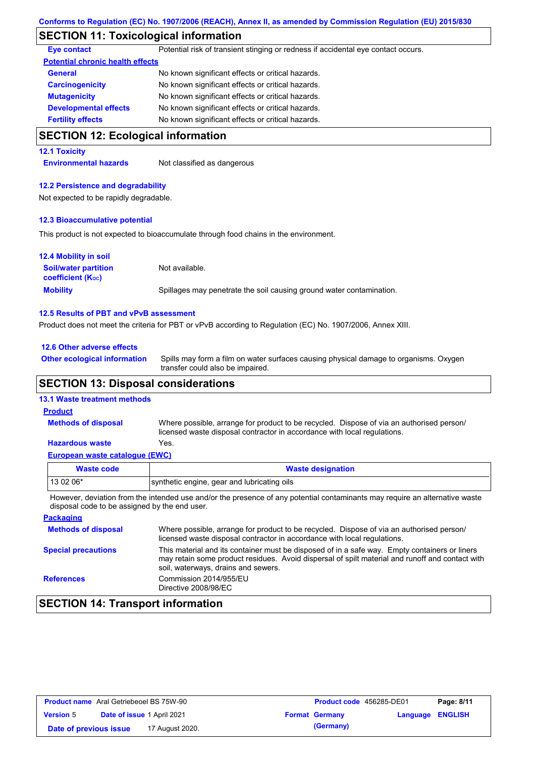## SECTION 11: Toxicological information

| | |
|---|---|
| **Eye contact** | Potential risk of transient stinging or redness if accidental eye contact occurs. |

**Potential chronic health effects**

| | |
|---|---|
| **General** | No known significant effects or critical hazards. |
| **Carcinogenicity** | No known significant effects or critical hazards. |
| **Mutagenicity** | No known significant effects or critical hazards. |
| **Developmental effects** | No known significant effects or critical hazards. |
| **Fertility effects** | No known significant effects or critical hazards. |

## SECTION 12: Ecological information

### 12.1 Toxicity

**Environmental hazards** Not classified as dangerous

### 12.2 Persistence and degradability

Not expected to be rapidly degradable.

### 12.3 Bioaccumulative potential

This product is not expected to bioaccumulate through food chains in the environment.

### 12.4 Mobility in soil

| | |
|---|---|
| **Soil/water partition coefficient ($K_{OC}$)** | Not available. |
| **Mobility** | Spillages may penetrate the soil causing ground water contamination. |

### 12.5 Results of PBT and vPvB assessment

Product does not meet the criteria for PBT or vPvB according to Regulation (EC) No. 1907/2006, Annex XIII.

### 12.6 Other adverse effects

**Other ecological information** Spills may form a film on water surfaces causing physical damage to organisms. Oxygen transfer could also be impaired.

## SECTION 13: Disposal considerations

### 13.1 Waste treatment methods

**Product**

| | |
|---|---|
| **Methods of disposal** | Where possible, arrange for product to be recycled. Dispose of via an authorised person/ licensed waste disposal contractor in accordance with local regulations. |
| **Hazardous waste** | Yes. |

**European waste catalogue (EWC)**

| Waste code | Waste designation |
|---|---|
| 13 02 06* | synthetic engine, gear and lubricating oils |

However, deviation from the intended use and/or the presence of any potential contaminants may require an alternative waste disposal code to be assigned by the end user.

**Packaging**

| | |
|---|---|
| **Methods of disposal** | Where possible, arrange for product to be recycled. Dispose of via an authorised person/ licensed waste disposal contractor in accordance with local regulations. |
| **Special precautions** | This material and its container must be disposed of in a safe way. Empty containers or liners may retain some product residues. Avoid dispersal of spilt material and runoff and contact with soil, waterways, drains and sewers. |
| **References** | Commission 2014/955/EU<br>Directive 2008/98/EC |

## SECTION 14: Transport information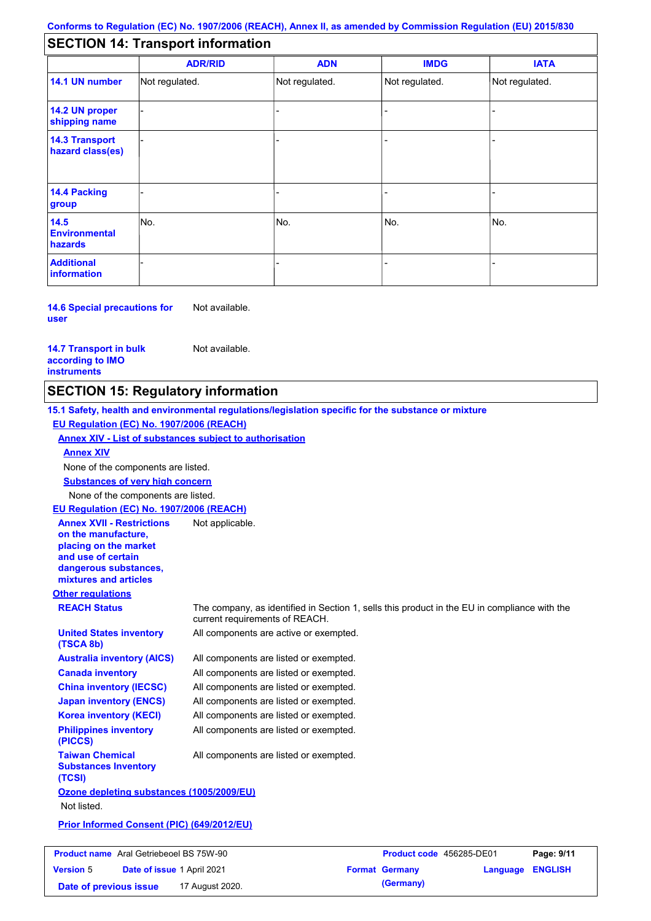## SECTION 14: Transport information

| | ADR/RID | ADN | IMDG | IATA |
|---|---|---|---|---|
| **14.1 UN number** | Not regulated. | Not regulated. | Not regulated. | Not regulated. |
| **14.2 UN proper shipping name** | - | - | - | - |
| **14.3 Transport hazard class(es)** | - | - | - | - |
| **14.4 Packing group** | - | - | - | - |
| **14.5 Environmental hazards** | No. | No. | No. | No. |
| **Additional information** | - | - | - | - |

**14.6 Special precautions for user** Not available.

**14.7 Transport in bulk according to IMO instruments** Not available.

## SECTION 15: Regulatory information

**15.1 Safety, health and environmental regulations/legislation specific for the substance or mixture**

**EU Regulation (EC) No. 1907/2006 (REACH)**

**Annex XIV - List of substances subject to authorisation**

**Annex XIV**

None of the components are listed.

**Substances of very high concern**

None of the components are listed.

**EU Regulation (EC) No. 1907/2006 (REACH)**

**Annex XVII - Restrictions on the manufacture, placing on the market and use of certain dangerous substances, mixtures and articles** Not applicable.

**Other regulations**

**REACH Status** The company, as identified in Section 1, sells this product in the EU in compliance with the current requirements of REACH.

**United States inventory (TSCA 8b)** All components are active or exempted.

**Australia inventory (AICS)** All components are listed or exempted.

**Canada inventory** All components are listed or exempted.

**China inventory (IECSC)** All components are listed or exempted.

**Japan inventory (ENCS)** All components are listed or exempted.

**Korea inventory (KECI)** All components are listed or exempted.

**Philippines inventory (PICCS)** All components are listed or exempted.

**Taiwan Chemical Substances Inventory (TCSI)** All components are listed or exempted.

**Ozone depleting substances (1005/2009/EU)**

Not listed.

**Prior Informed Consent (PIC) (649/2012/EU)**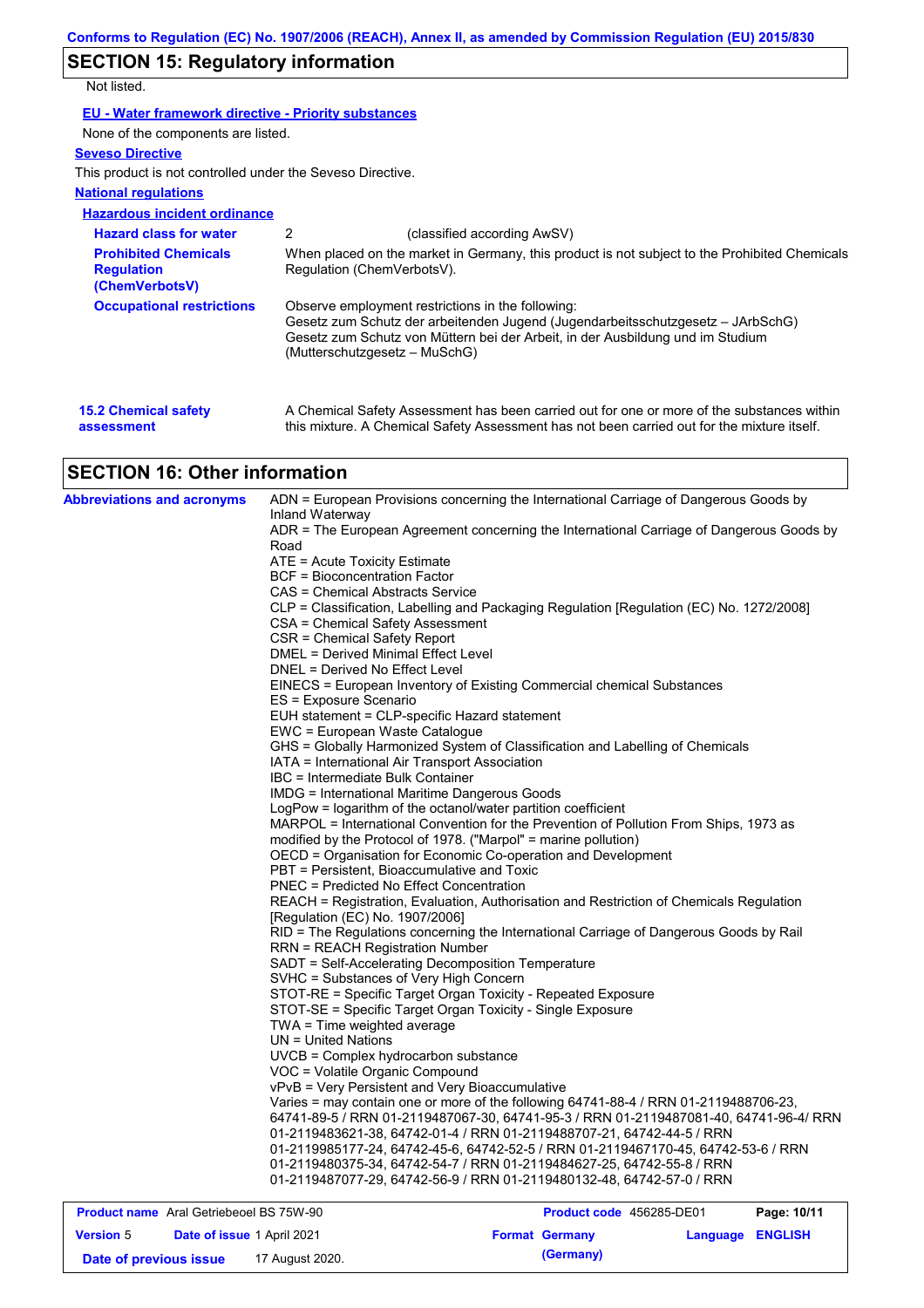## SECTION 15: Regulatory information

Not listed.

**EU - Water framework directive - Priority substances**

None of the components are listed.

**Seveso Directive**

This product is not controlled under the Seveso Directive.

**National regulations**

**Hazardous incident ordinance**

| | |
|---|---|
| **Hazard class for water** | 2 (classified according AwSV) |
| **Prohibited Chemicals Regulation (ChemVerbotsV)** | When placed on the market in Germany, this product is not subject to the Prohibited Chemicals Regulation (ChemVerbotsV). |
| **Occupational restrictions** | Observe employment restrictions in the following: Gesetz zum Schutz der arbeitenden Jugend (Jugendarbeitsschutzgesetz – JArbSchG) Gesetz zum Schutz von Müttern bei der Arbeit, in der Ausbildung und im Studium (Mutterschutzgesetz – MuSchG) |

**15.2 Chemical safety assessment**: A Chemical Safety Assessment has been carried out for one or more of the substances within this mixture. A Chemical Safety Assessment has not been carried out for the mixture itself.

## SECTION 16: Other information

**Abbreviations and acronyms**

ADN = European Provisions concerning the International Carriage of Dangerous Goods by Inland Waterway
ADR = The European Agreement concerning the International Carriage of Dangerous Goods by Road
ATE = Acute Toxicity Estimate
BCF = Bioconcentration Factor
CAS = Chemical Abstracts Service
CLP = Classification, Labelling and Packaging Regulation [Regulation (EC) No. 1272/2008]
CSA = Chemical Safety Assessment
CSR = Chemical Safety Report
DMEL = Derived Minimal Effect Level
DNEL = Derived No Effect Level
EINECS = European Inventory of Existing Commercial chemical Substances
ES = Exposure Scenario
EUH statement = CLP-specific Hazard statement
EWC = European Waste Catalogue
GHS = Globally Harmonized System of Classification and Labelling of Chemicals
IATA = International Air Transport Association
IBC = Intermediate Bulk Container
IMDG = International Maritime Dangerous Goods
LogPow = logarithm of the octanol/water partition coefficient
MARPOL = International Convention for the Prevention of Pollution From Ships, 1973 as modified by the Protocol of 1978. ("Marpol" = marine pollution)
OECD = Organisation for Economic Co-operation and Development
PBT = Persistent, Bioaccumulative and Toxic
PNEC = Predicted No Effect Concentration
REACH = Registration, Evaluation, Authorisation and Restriction of Chemicals Regulation [Regulation (EC) No. 1907/2006]
RID = The Regulations concerning the International Carriage of Dangerous Goods by Rail
RRN = REACH Registration Number
SADT = Self-Accelerating Decomposition Temperature
SVHC = Substances of Very High Concern
STOT-RE = Specific Target Organ Toxicity - Repeated Exposure
STOT-SE = Specific Target Organ Toxicity - Single Exposure
TWA = Time weighted average
UN = United Nations
UVCB = Complex hydrocarbon substance
VOC = Volatile Organic Compound
vPvB = Very Persistent and Very Bioaccumulative
Varies = may contain one or more of the following 64741-88-4 / RRN 01-2119488706-23, 64741-89-5 / RRN 01-2119487067-30, 64741-95-3 / RRN 01-2119487081-40, 64741-96-4/ RRN 01-2119483621-38, 64742-01-4 / RRN 01-2119488707-21, 64742-44-5 / RRN 01-2119985177-24, 64742-45-6, 64742-52-5 / RRN 01-2119467170-45, 64742-53-6 / RRN 01-2119480375-34, 64742-54-7 / RRN 01-2119484627-25, 64742-55-8 / RRN 01-2119487077-29, 64742-56-9 / RRN 01-2119480132-48, 64742-57-0 / RRN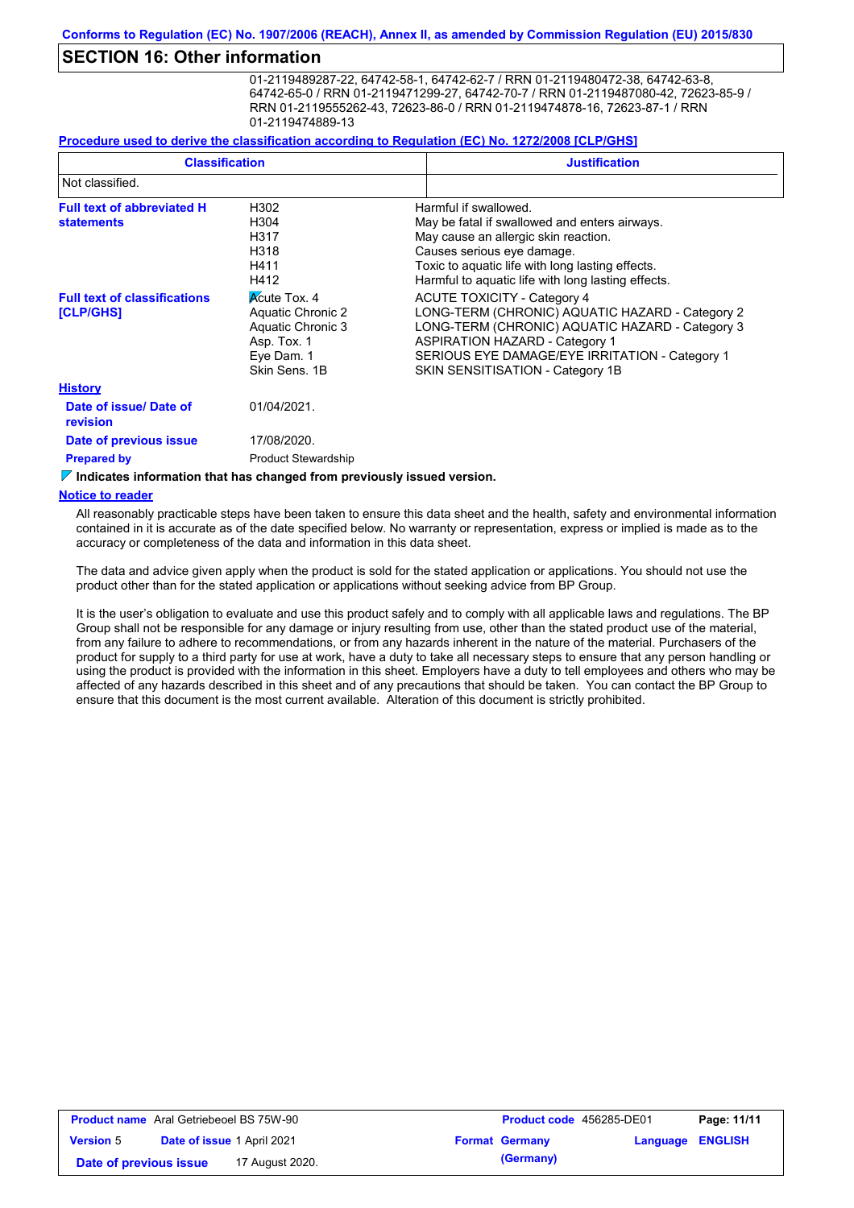## SECTION 16: Other information

01-2119489287-22, 64742-58-1, 64742-62-7 / RRN 01-2119480472-38, 64742-63-8, 64742-65-0 / RRN 01-2119471299-27, 64742-70-7 / RRN 01-2119487080-42, 72623-85-9 / RRN 01-2119555262-43, 72623-86-0 / RRN 01-2119474878-16, 72623-87-1 / RRN 01-2119474889-13

**Procedure used to derive the classification according to Regulation (EC) No. 1272/2008 [CLP/GHS]**

| Classification | Justification |
| --- | --- |
| Not classified. | |

**Full text of abbreviated H statements**

| | |
| --- | --- |
| H302 | Harmful if swallowed. |
| H304 | May be fatal if swallowed and enters airways. |
| H317 | May cause an allergic skin reaction. |
| H318 | Causes serious eye damage. |
| H411 | Toxic to aquatic life with long lasting effects. |
| H412 | Harmful to aquatic life with long lasting effects. |

**Full text of classifications [CLP/GHS]**

| | |
| --- | --- |
| Acute Tox. 4 | ACUTE TOXICITY - Category 4 |
| Aquatic Chronic 2 | LONG-TERM (CHRONIC) AQUATIC HAZARD - Category 2 |
| Aquatic Chronic 3 | LONG-TERM (CHRONIC) AQUATIC HAZARD - Category 3 |
| Asp. Tox. 1 | ASPIRATION HAZARD - Category 1 |
| Eye Dam. 1 | SERIOUS EYE DAMAGE/EYE IRRITATION - Category 1 |
| Skin Sens. 1B | SKIN SENSITISATION - Category 1B |

**History**

**Date of issue/ Date of revision** 01/04/2021.

**Date of previous issue** 17/08/2020.

**Prepared by** Product Stewardship

**Indicates information that has changed from previously issued version.**

**Notice to reader**

All reasonably practicable steps have been taken to ensure this data sheet and the health, safety and environmental information contained in it is accurate as of the date specified below. No warranty or representation, express or implied is made as to the accuracy or completeness of the data and information in this data sheet.

The data and advice given apply when the product is sold for the stated application or applications. You should not use the product other than for the stated application or applications without seeking advice from BP Group.

It is the user's obligation to evaluate and use this product safely and to comply with all applicable laws and regulations. The BP Group shall not be responsible for any damage or injury resulting from use, other than the stated product use of the material, from any failure to adhere to recommendations, or from any hazards inherent in the nature of the material. Purchasers of the product for supply to a third party for use at work, have a duty to take all necessary steps to ensure that any person handling or using the product is provided with the information in this sheet. Employers have a duty to tell employees and others who may be affected of any hazards described in this sheet and of any precautions that should be taken. You can contact the BP Group to ensure that this document is the most current available. Alteration of this document is strictly prohibited.